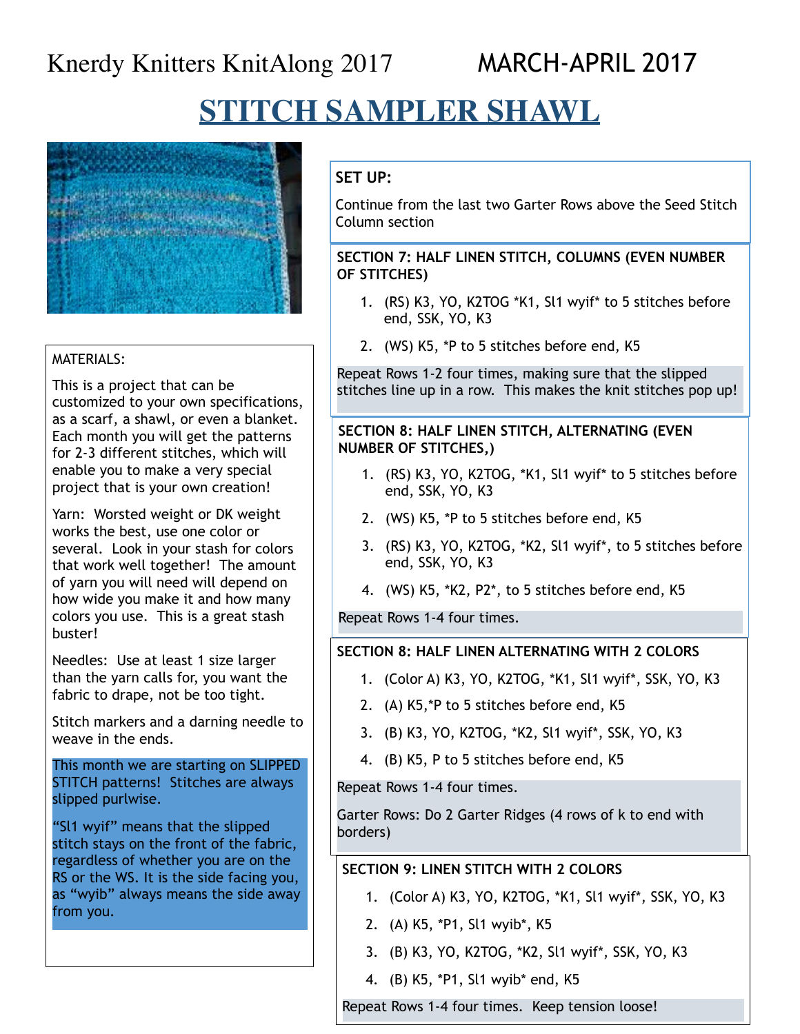Knerdy Knitters KnitAlong 2017 MARCH-APRIL 2017

# STITCH SAMPLER SHAWL

MATERIALS:

This is a project that can be customized to your own specifications, as a scarf, a shawl, or even a blanket. Each month you will get the patterns for 2-3 different stitches, which will enable you to make a very special project that is your own creation!

Yarn: Worsted weight or DK weight works the best, use one color or several. Look in your stash for colors that work well together! The amount of yarn you will need will depend on how wide you make it and how many colors you use. This is a great stash buster!

Needles: Use at least 1 size larger than the yarn calls for, you want the fabric to drape, not be too tight.

Stitch markers and a darning needle to weave in the ends.

This month we are starting on SLIPPED STITCH patterns! Stitches are always slipped purlwise.

"Sl1 wyif" means that the slipped stitch stays on the front of the fabric, regardless of whether you are on the RS or the WS. It is the side facing you, as "wyib" always means the side away from you.

**SET UP:**

Continue from the last two Garter Rows above the Seed Stitch Column section

**SECTION 7: HALF LINEN STITCH, COLUMNS (EVEN NUMBER OF STITCHES)**

1. (RS) K3, YO, K2TOG *K1, Sl1 wyif* to 5 stitches before end, SSK, YO, K3
2. (WS) K5, *P to 5 stitches before end, K5

Repeat Rows 1-2 four times, making sure that the slipped stitches line up in a row. This makes the knit stitches pop up!

**SECTION 8: HALF LINEN STITCH, ALTERNATING (EVEN NUMBER OF STITCHES,)**

1. (RS) K3, YO, K2TOG, *K1, Sl1 wyif* to 5 stitches before end, SSK, YO, K3
2. (WS) K5, *P to 5 stitches before end, K5
3. (RS) K3, YO, K2TOG, *K2, Sl1 wyif*, to 5 stitches before end, SSK, YO, K3
4. (WS) K5, *K2, P2*, to 5 stitches before end, K5

Repeat Rows 1-4 four times.

**SECTION 8: HALF LINEN ALTERNATING WITH 2 COLORS**

1. (Color A) K3, YO, K2TOG, *K1, Sl1 wyif*, SSK, YO, K3
2. (A) K5,*P to 5 stitches before end, K5
3. (B) K3, YO, K2TOG, *K2, Sl1 wyif*, SSK, YO, K3
4. (B) K5, P to 5 stitches before end, K5

Repeat Rows 1-4 four times.

Garter Rows: Do 2 Garter Ridges (4 rows of k to end with borders)

**SECTION 9: LINEN STITCH WITH 2 COLORS**

1. (Color A) K3, YO, K2TOG, *K1, Sl1 wyif*, SSK, YO, K3
2. (A) K5, *P1, Sl1 wyib*, K5
3. (B) K3, YO, K2TOG, *K2, Sl1 wyif*, SSK, YO, K3
4. (B) K5, *P1, Sl1 wyib* end, K5

Repeat Rows 1-4 four times. Keep tension loose!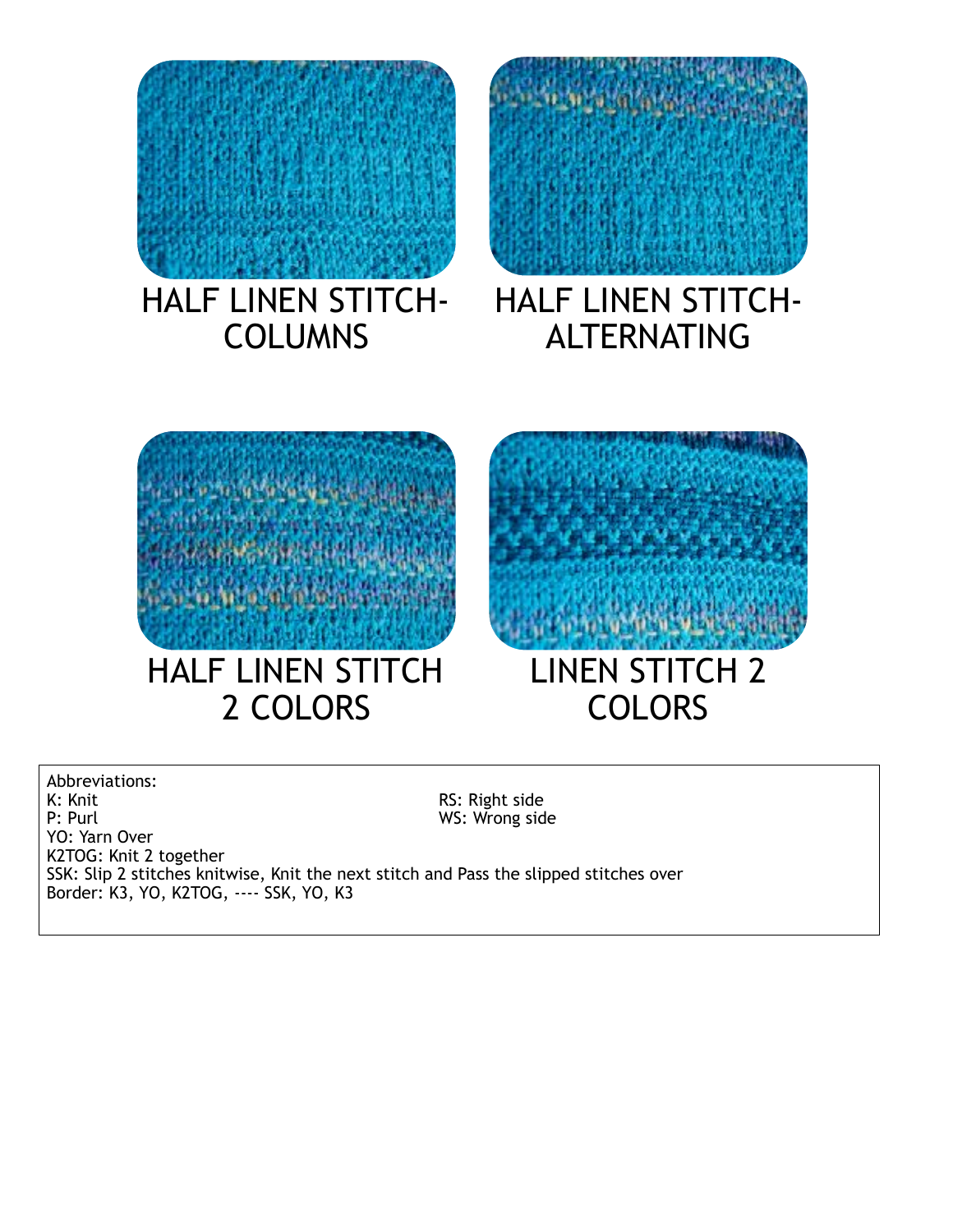HALF LINEN STITCH- COLUMNS

HALF LINEN STITCH- ALTERNATING

HALF LINEN STITCH 2 COLORS

LINEN STITCH 2 COLORS

Abbreviations:
K: Knit
P: Purl
YO: Yarn Over
K2TOG: Knit 2 together
SSK: Slip 2 stitches knitwise, Knit the next stitch and Pass the slipped stitches over
Border: K3, YO, K2TOG, ---- SSK, YO, K3

RS: Right side
WS: Wrong side